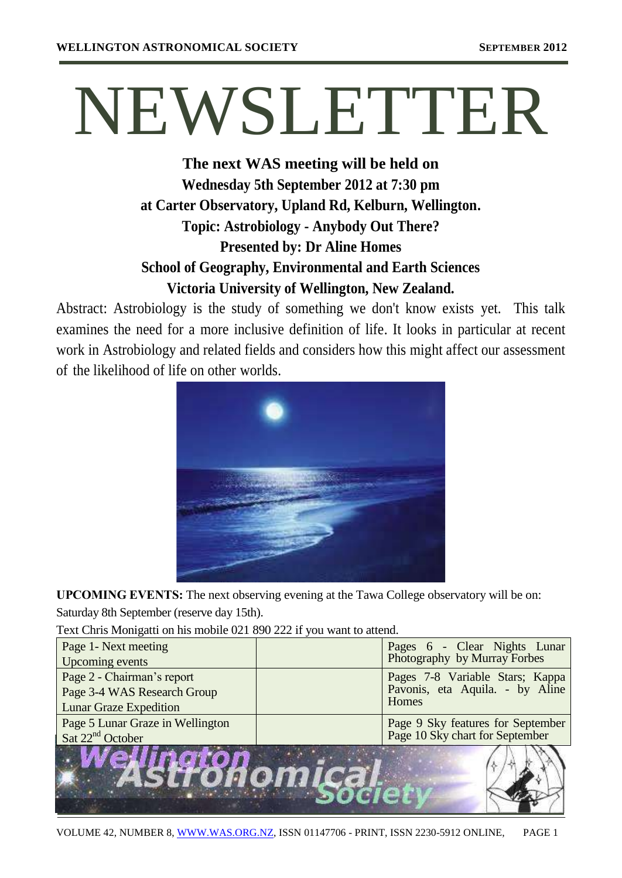# NEWSLETTER

**The next WAS meeting will be held on**
**Wednesday 5th September 2012 at 7:30 pm**
**at Carter Observatory, Upland Rd, Kelburn, Wellington.**
**Topic: Astrobiology - Anybody Out There?**
**Presented by: Dr Aline Homes**
**School of Geography, Environmental and Earth Sciences**
**Victoria University of Wellington, New Zealand.**

Abstract: Astrobiology is the study of something we don't know exists yet. This talk examines the need for a more inclusive definition of life. It looks in particular at recent work in Astrobiology and related fields and considers how this might affect our assessment of the likelihood of life on other worlds.

**UPCOMING EVENTS:** The next observing evening at the Tawa College observatory will be on: Saturday 8th September (reserve day 15th).

Text Chris Monigatti on his mobile 021 890 222 if you want to attend.

| | | |
|---|---|---|
| Page 1- Next meeting<br>Upcoming events | | Pages 6 - Clear Nights Lunar Photography by Murray Forbes |
| Page 2 - Chairman's report<br>Page 3-4 WAS Research Group Lunar Graze Expedition | | Pages 7-8 Variable Stars; Kappa Pavonis, eta Aquila. - by Aline Homes |
| Page 5 Lunar Graze in Wellington Sat 22nd October | | Page 9 Sky features for September<br>Page 10 Sky chart for September |

Wellington Astronomical Society

VOLUME 42, NUMBER 8, WWW.WAS.ORG.NZ, ISSN 01147706 - PRINT, ISSN 2230-5912 ONLINE,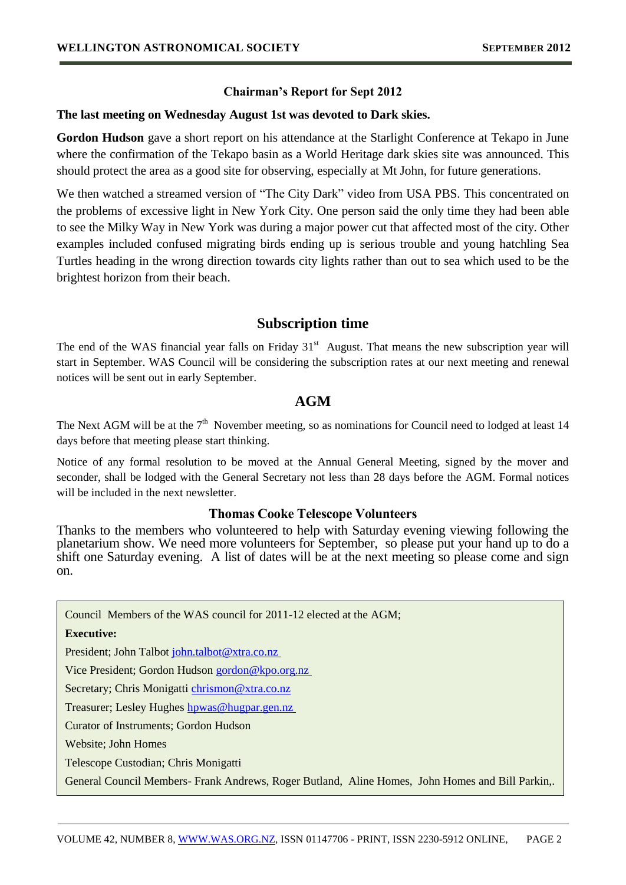### Chairman's Report for Sept 2012

**The last meeting on Wednesday August 1st was devoted to Dark skies.**

**Gordon Hudson** gave a short report on his attendance at the Starlight Conference at Tekapo in June where the confirmation of the Tekapo basin as a World Heritage dark skies site was announced. This should protect the area as a good site for observing, especially at Mt John, for future generations.

We then watched a streamed version of "The City Dark" video from USA PBS. This concentrated on the problems of excessive light in New York City. One person said the only time they had been able to see the Milky Way in New York was during a major power cut that affected most of the city. Other examples included confused migrating birds ending up is serious trouble and young hatchling Sea Turtles heading in the wrong direction towards city lights rather than out to sea which used to be the brightest horizon from their beach.

## Subscription time

The end of the WAS financial year falls on Friday 31st August. That means the new subscription year will start in September. WAS Council will be considering the subscription rates at our next meeting and renewal notices will be sent out in early September.

## AGM

The Next AGM will be at the 7th November meeting, so as nominations for Council need to lodged at least 14 days before that meeting please start thinking.

Notice of any formal resolution to be moved at the Annual General Meeting, signed by the mover and seconder, shall be lodged with the General Secretary not less than 28 days before the AGM. Formal notices will be included in the next newsletter.

### Thomas Cooke Telescope Volunteers

Thanks to the members who volunteered to help with Saturday evening viewing following the planetarium show. We need more volunteers for September, so please put your hand up to do a shift one Saturday evening. A list of dates will be at the next meeting so please come and sign on.

Council Members of the WAS council for 2011-12 elected at the AGM;

**Executive:**

President; John Talbot john.talbot@xtra.co.nz

Vice President; Gordon Hudson gordon@kpo.org.nz

Secretary; Chris Monigatti chrismon@xtra.co.nz

Treasurer; Lesley Hughes hpwas@hugpar.gen.nz

Curator of Instruments; Gordon Hudson

Website; John Homes

Telescope Custodian; Chris Monigatti

General Council Members- Frank Andrews, Roger Butland, Aline Homes, John Homes and Bill Parkin,.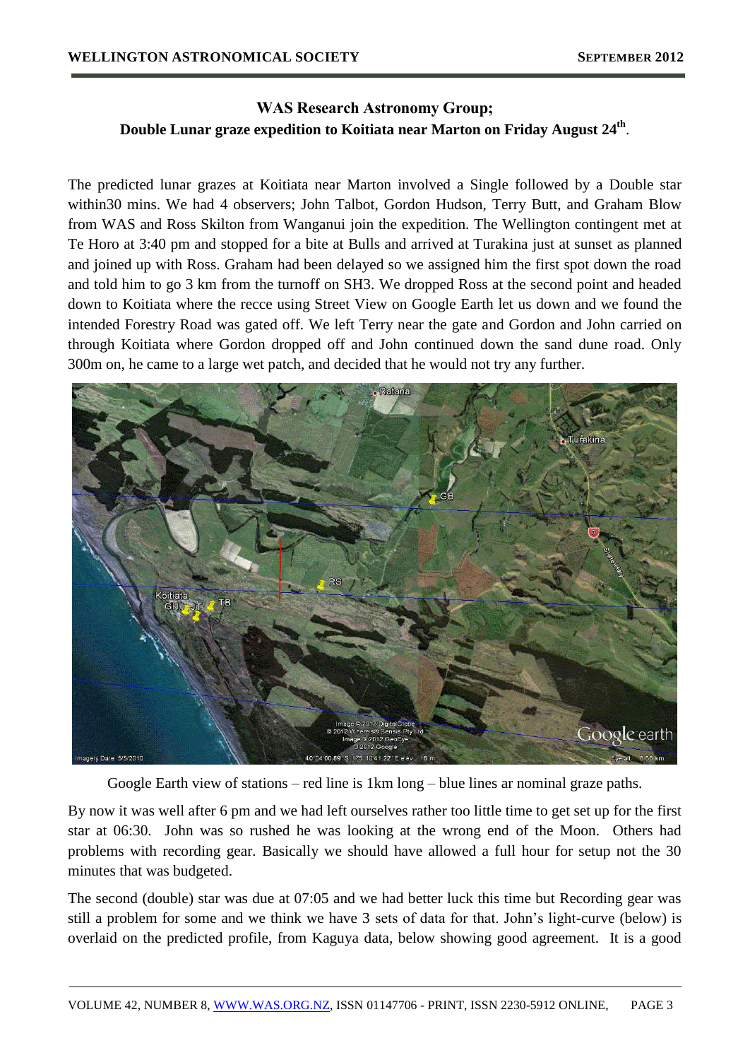## WAS Research Astronomy Group;
## Double Lunar graze expedition to Koitiata near Marton on Friday August 24th.

The predicted lunar grazes at Koitiata near Marton involved a Single followed by a Double star within30 mins. We had 4 observers; John Talbot, Gordon Hudson, Terry Butt, and Graham Blow from WAS and Ross Skilton from Wanganui join the expedition. The Wellington contingent met at Te Horo at 3:40 pm and stopped for a bite at Bulls and arrived at Turakina just at sunset as planned and joined up with Ross. Graham had been delayed so we assigned him the first spot down the road and told him to go 3 km from the turnoff on SH3. We dropped Ross at the second point and headed down to Koitiata where the recce using Street View on Google Earth let us down and we found the intended Forestry Road was gated off. We left Terry near the gate and Gordon and John carried on through Koitiata where Gordon dropped off and John continued down the sand dune road. Only 300m on, he came to a large wet patch, and decided that he would not try any further.

Google Earth view of stations – red line is 1km long – blue lines ar nominal graze paths.

By now it was well after 6 pm and we had left ourselves rather too little time to get set up for the first star at 06:30. John was so rushed he was looking at the wrong end of the Moon. Others had problems with recording gear. Basically we should have allowed a full hour for setup not the 30 minutes that was budgeted.

The second (double) star was due at 07:05 and we had better luck this time but Recording gear was still a problem for some and we think we have 3 sets of data for that. John's light-curve (below) is overlaid on the predicted profile, from Kaguya data, below showing good agreement. It is a good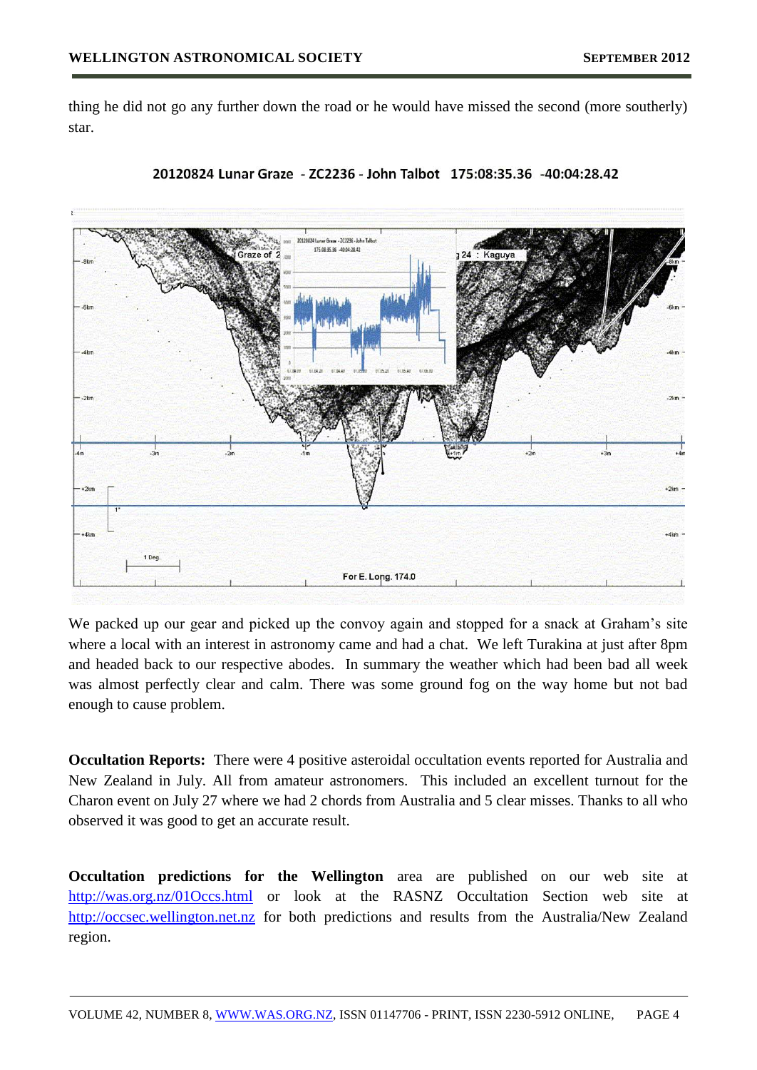thing he did not go any further down the road or he would have missed the second (more southerly) star.

20120824 Lunar Graze - ZC2236 - John Talbot 175:08:35.36 -40:04:28.42

We packed up our gear and picked up the convoy again and stopped for a snack at Graham's site where a local with an interest in astronomy came and had a chat. We left Turakina at just after 8pm and headed back to our respective abodes. In summary the weather which had been bad all week was almost perfectly clear and calm. There was some ground fog on the way home but not bad enough to cause problem.

**Occultation Reports:** There were 4 positive asteroidal occultation events reported for Australia and New Zealand in July. All from amateur astronomers. This included an excellent turnout for the Charon event on July 27 where we had 2 chords from Australia and 5 clear misses. Thanks to all who observed it was good to get an accurate result.

**Occultation predictions for the Wellington** area are published on our web site at http://was.org.nz/01Occs.html or look at the RASNZ Occultation Section web site at http://occsec.wellington.net.nz for both predictions and results from the Australia/New Zealand region.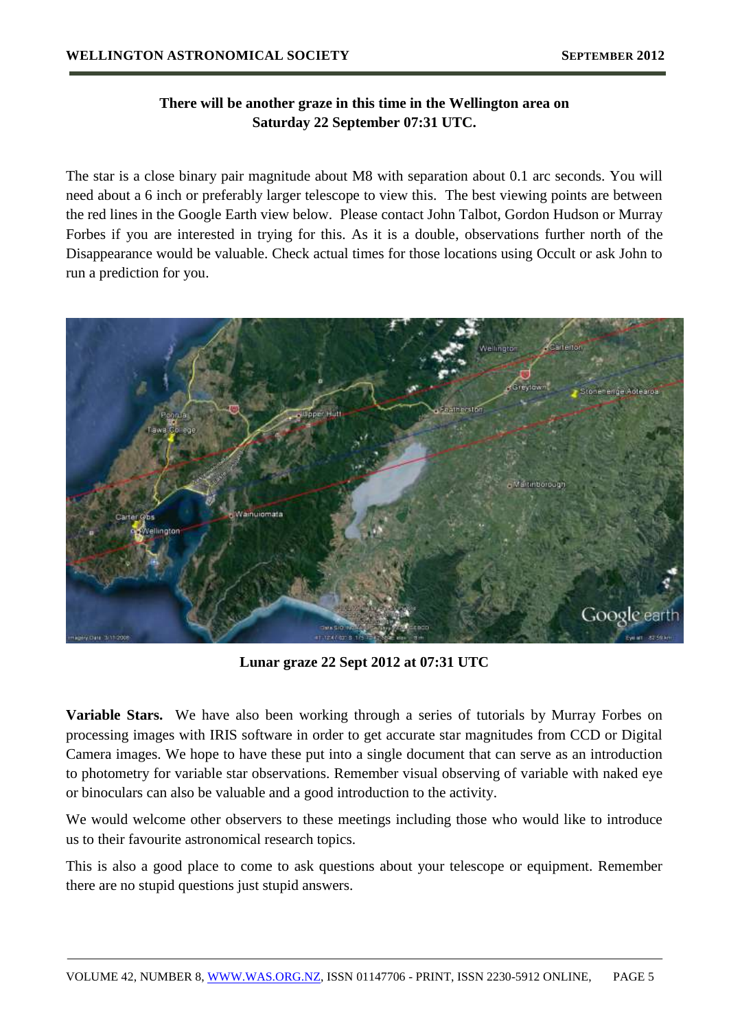**There will be another graze in this time in the Wellington area on Saturday 22 September 07:31 UTC.**

The star is a close binary pair magnitude about M8 with separation about 0.1 arc seconds. You will need about a 6 inch or preferably larger telescope to view this. The best viewing points are between the red lines in the Google Earth view below. Please contact John Talbot, Gordon Hudson or Murray Forbes if you are interested in trying for this. As it is a double, observations further north of the Disappearance would be valuable. Check actual times for those locations using Occult or ask John to run a prediction for you.

**Lunar graze 22 Sept 2012 at 07:31 UTC**

**Variable Stars.** We have also been working through a series of tutorials by Murray Forbes on processing images with IRIS software in order to get accurate star magnitudes from CCD or Digital Camera images. We hope to have these put into a single document that can serve as an introduction to photometry for variable star observations. Remember visual observing of variable with naked eye or binoculars can also be valuable and a good introduction to the activity.

We would welcome other observers to these meetings including those who would like to introduce us to their favourite astronomical research topics.

This is also a good place to come to ask questions about your telescope or equipment. Remember there are no stupid questions just stupid answers.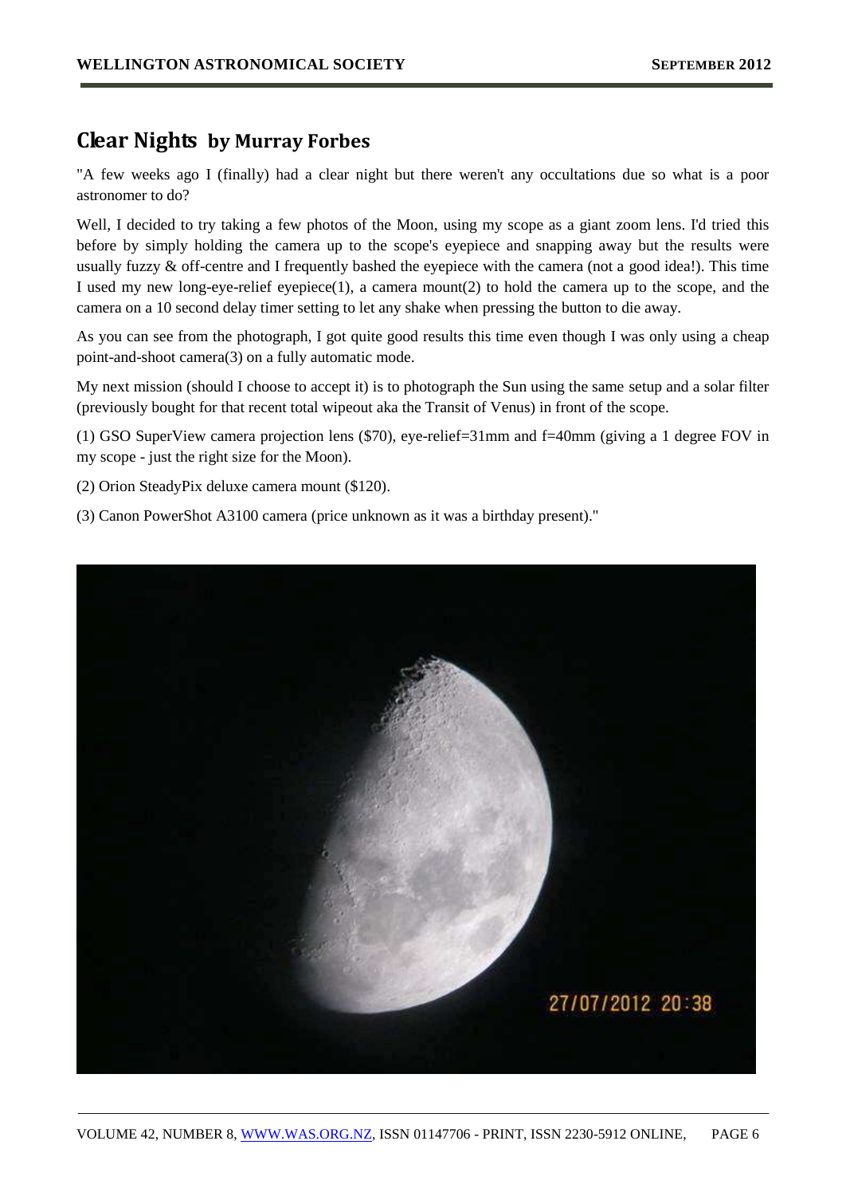## Clear Nights by Murray Forbes

"A few weeks ago I (finally) had a clear night but there weren't any occultations due so what is a poor astronomer to do?

Well, I decided to try taking a few photos of the Moon, using my scope as a giant zoom lens. I'd tried this before by simply holding the camera up to the scope's eyepiece and snapping away but the results were usually fuzzy & off-centre and I frequently bashed the eyepiece with the camera (not a good idea!). This time I used my new long-eye-relief eyepiece(1), a camera mount(2) to hold the camera up to the scope, and the camera on a 10 second delay timer setting to let any shake when pressing the button to die away.

As you can see from the photograph, I got quite good results this time even though I was only using a cheap point-and-shoot camera(3) on a fully automatic mode.

My next mission (should I choose to accept it) is to photograph the Sun using the same setup and a solar filter (previously bought for that recent total wipeout aka the Transit of Venus) in front of the scope.

(1) GSO SuperView camera projection lens ($70), eye-relief=31mm and f=40mm (giving a 1 degree FOV in my scope - just the right size for the Moon).

(2) Orion SteadyPix deluxe camera mount ($120).

(3) Canon PowerShot A3100 camera (price unknown as it was a birthday present)."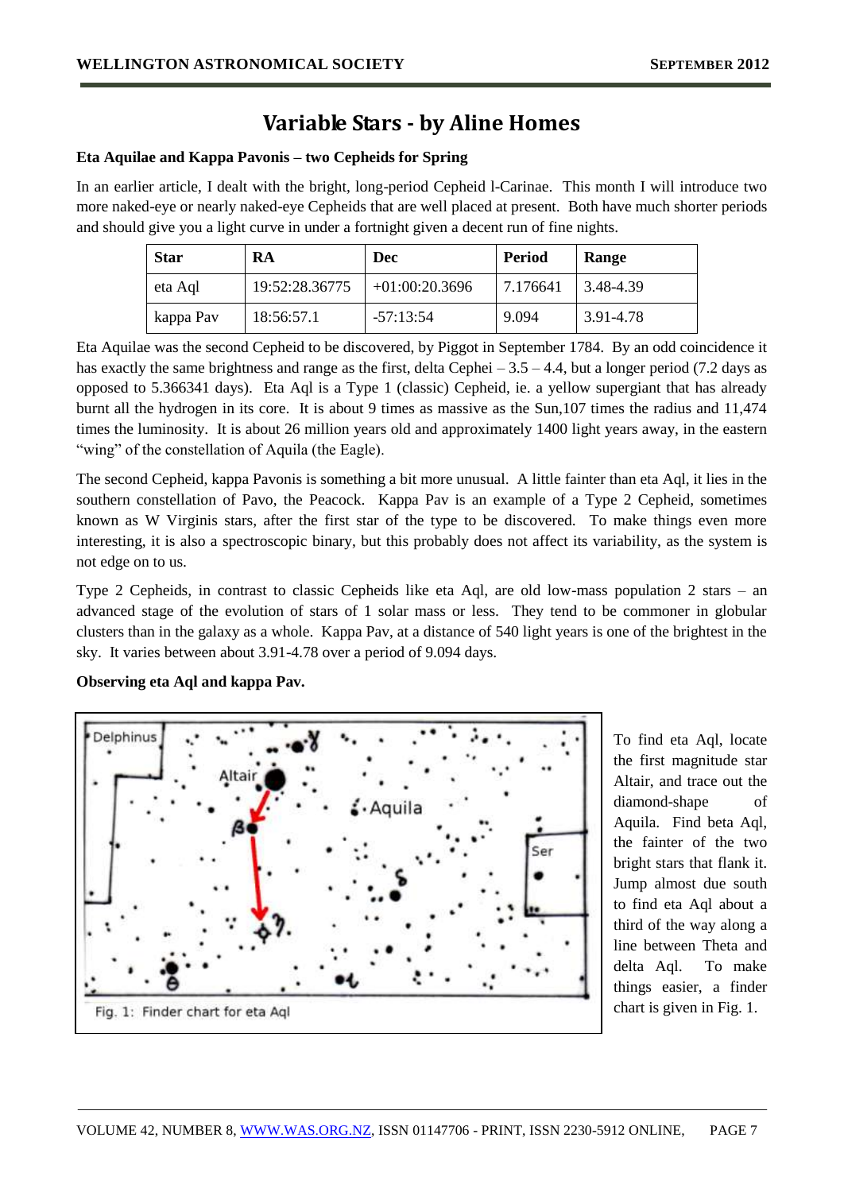# Variable Stars - by Aline Homes

**Eta Aquilae and Kappa Pavonis – two Cepheids for Spring**

In an earlier article, I dealt with the bright, long-period Cepheid l-Carinae. This month I will introduce two more naked-eye or nearly naked-eye Cepheids that are well placed at present. Both have much shorter periods and should give you a light curve in under a fortnight given a decent run of fine nights.

| Star | RA | Dec | Period | Range |
|---|---|---|---|---|
| eta Aql | 19:52:28.36775 | +01:00:20.3696 | 7.176641 | 3.48-4.39 |
| kappa Pav | 18:56:57.1 | -57:13:54 | 9.094 | 3.91-4.78 |

Eta Aquilae was the second Cepheid to be discovered, by Piggot in September 1784. By an odd coincidence it has exactly the same brightness and range as the first, delta Cephei – 3.5 – 4.4, but a longer period (7.2 days as opposed to 5.366341 days). Eta Aql is a Type 1 (classic) Cepheid, ie. a yellow supergiant that has already burnt all the hydrogen in its core. It is about 9 times as massive as the Sun,107 times the radius and 11,474 times the luminosity. It is about 26 million years old and approximately 1400 light years away, in the eastern "wing" of the constellation of Aquila (the Eagle).

The second Cepheid, kappa Pavonis is something a bit more unusual. A little fainter than eta Aql, it lies in the southern constellation of Pavo, the Peacock. Kappa Pav is an example of a Type 2 Cepheid, sometimes known as W Virginis stars, after the first star of the type to be discovered. To make things even more interesting, it is also a spectroscopic binary, but this probably does not affect its variability, as the system is not edge on to us.

Type 2 Cepheids, in contrast to classic Cepheids like eta Aql, are old low-mass population 2 stars – an advanced stage of the evolution of stars of 1 solar mass or less. They tend to be commoner in globular clusters than in the galaxy as a whole. Kappa Pav, at a distance of 540 light years is one of the brightest in the sky. It varies between about 3.91-4.78 over a period of 9.094 days.

**Observing eta Aql and kappa Pav.**

Fig. 1: Finder chart for eta Aql

To find eta Aql, locate the first magnitude star Altair, and trace out the diamond-shape of Aquila. Find beta Aql, the fainter of the two bright stars that flank it. Jump almost due south to find eta Aql about a third of the way along a line between Theta and delta Aql. To make things easier, a finder chart is given in Fig. 1.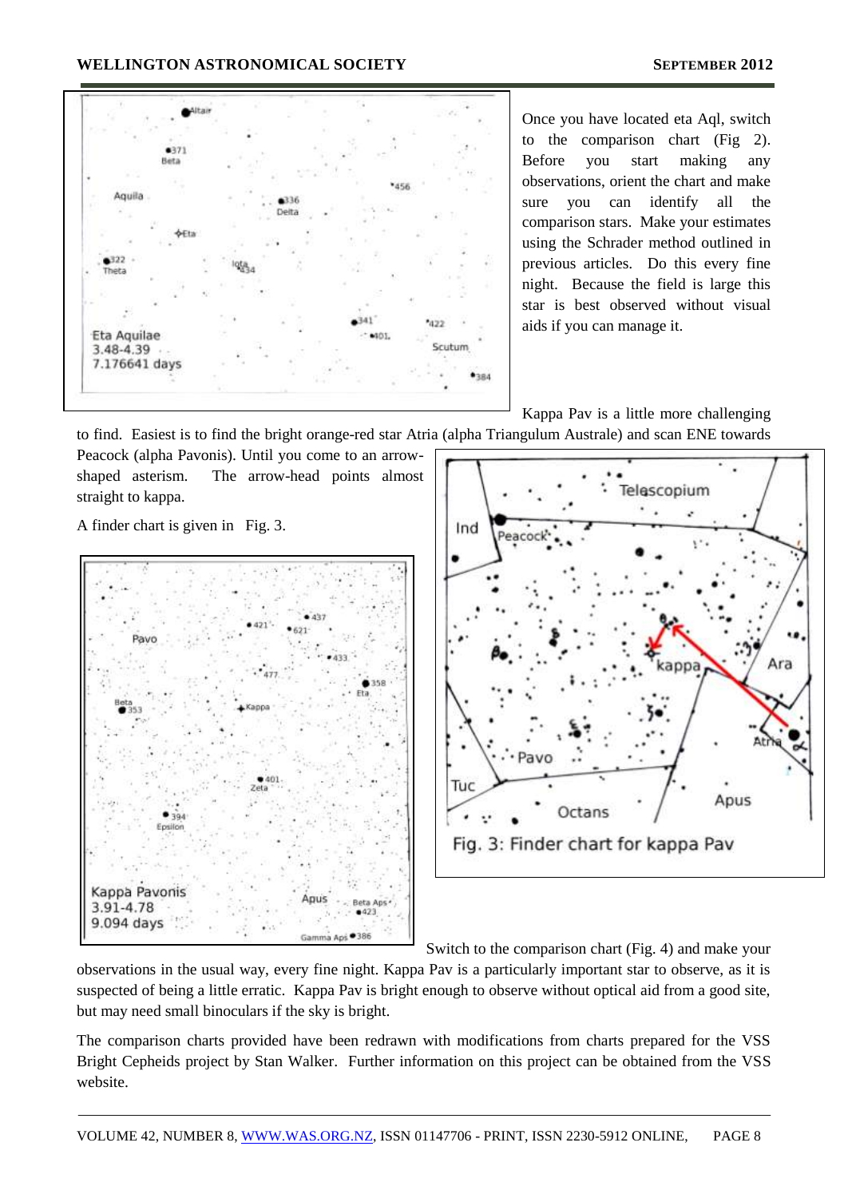Once you have located eta Aql, switch to the comparison chart (Fig 2). Before you start making any observations, orient the chart and make sure you can identify all the comparison stars. Make your estimates using the Schrader method outlined in previous articles. Do this every fine night. Because the field is large this star is best observed without visual aids if you can manage it.

Kappa Pav is a little more challenging to find. Easiest is to find the bright orange-red star Atria (alpha Triangulum Australe) and scan ENE towards Peacock (alpha Pavonis). Until you come to an arrow-shaped asterism. The arrow-head points almost straight to kappa.

A finder chart is given in Fig. 3.

Fig. 3: Finder chart for kappa Pav

Switch to the comparison chart (Fig. 4) and make your observations in the usual way, every fine night. Kappa Pav is a particularly important star to observe, as it is suspected of being a little erratic. Kappa Pav is bright enough to observe without optical aid from a good site, but may need small binoculars if the sky is bright.

The comparison charts provided have been redrawn with modifications from charts prepared for the VSS Bright Cepheids project by Stan Walker. Further information on this project can be obtained from the VSS website.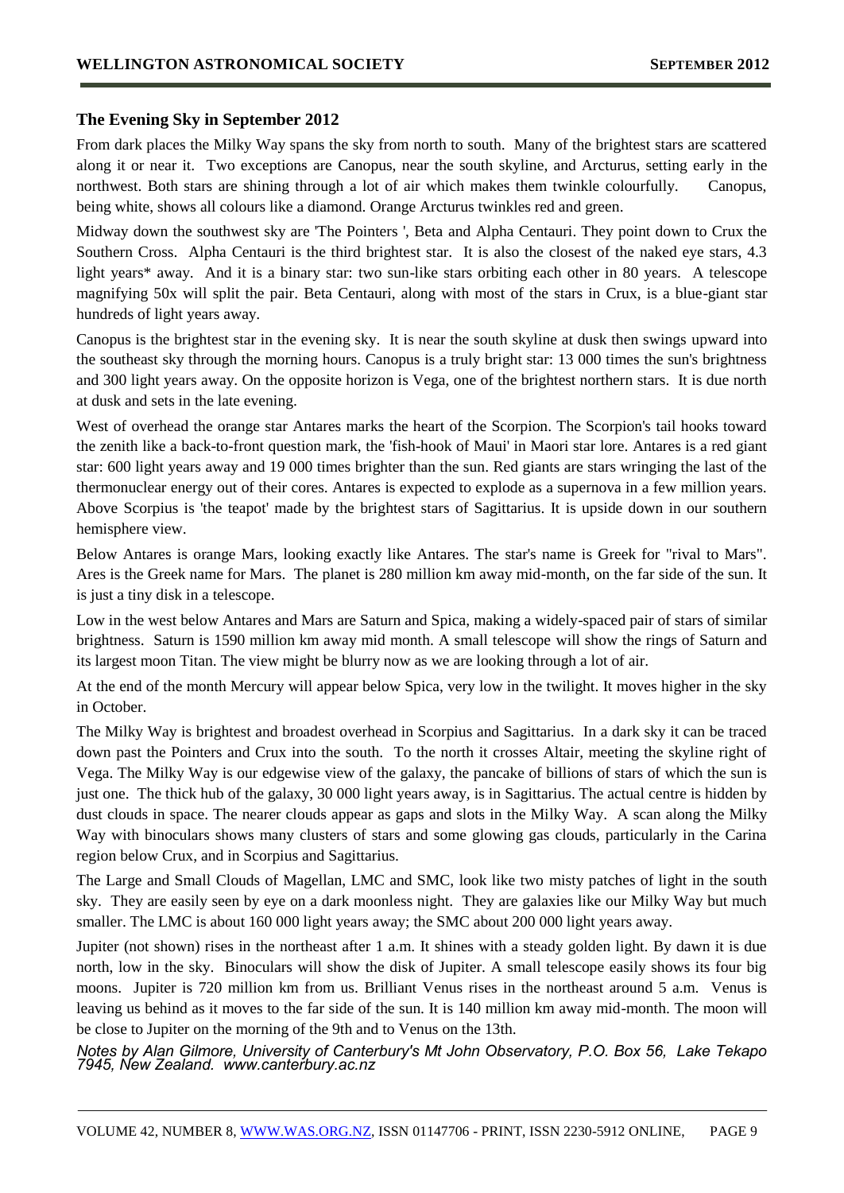## The Evening Sky in September 2012

From dark places the Milky Way spans the sky from north to south. Many of the brightest stars are scattered along it or near it. Two exceptions are Canopus, near the south skyline, and Arcturus, setting early in the northwest. Both stars are shining through a lot of air which makes them twinkle colourfully. Canopus, being white, shows all colours like a diamond. Orange Arcturus twinkles red and green.

Midway down the southwest sky are 'The Pointers ', Beta and Alpha Centauri. They point down to Crux the Southern Cross. Alpha Centauri is the third brightest star. It is also the closest of the naked eye stars, 4.3 light years* away. And it is a binary star: two sun-like stars orbiting each other in 80 years. A telescope magnifying 50x will split the pair. Beta Centauri, along with most of the stars in Crux, is a blue-giant star hundreds of light years away.

Canopus is the brightest star in the evening sky. It is near the south skyline at dusk then swings upward into the southeast sky through the morning hours. Canopus is a truly bright star: 13 000 times the sun's brightness and 300 light years away. On the opposite horizon is Vega, one of the brightest northern stars. It is due north at dusk and sets in the late evening.

West of overhead the orange star Antares marks the heart of the Scorpion. The Scorpion's tail hooks toward the zenith like a back-to-front question mark, the 'fish-hook of Maui' in Maori star lore. Antares is a red giant star: 600 light years away and 19 000 times brighter than the sun. Red giants are stars wringing the last of the thermonuclear energy out of their cores. Antares is expected to explode as a supernova in a few million years. Above Scorpius is 'the teapot' made by the brightest stars of Sagittarius. It is upside down in our southern hemisphere view.

Below Antares is orange Mars, looking exactly like Antares. The star's name is Greek for "rival to Mars". Ares is the Greek name for Mars. The planet is 280 million km away mid-month, on the far side of the sun. It is just a tiny disk in a telescope.

Low in the west below Antares and Mars are Saturn and Spica, making a widely-spaced pair of stars of similar brightness. Saturn is 1590 million km away mid month. A small telescope will show the rings of Saturn and its largest moon Titan. The view might be blurry now as we are looking through a lot of air.

At the end of the month Mercury will appear below Spica, very low in the twilight. It moves higher in the sky in October.

The Milky Way is brightest and broadest overhead in Scorpius and Sagittarius. In a dark sky it can be traced down past the Pointers and Crux into the south. To the north it crosses Altair, meeting the skyline right of Vega. The Milky Way is our edgewise view of the galaxy, the pancake of billions of stars of which the sun is just one. The thick hub of the galaxy, 30 000 light years away, is in Sagittarius. The actual centre is hidden by dust clouds in space. The nearer clouds appear as gaps and slots in the Milky Way. A scan along the Milky Way with binoculars shows many clusters of stars and some glowing gas clouds, particularly in the Carina region below Crux, and in Scorpius and Sagittarius.

The Large and Small Clouds of Magellan, LMC and SMC, look like two misty patches of light in the south sky. They are easily seen by eye on a dark moonless night. They are galaxies like our Milky Way but much smaller. The LMC is about 160 000 light years away; the SMC about 200 000 light years away.

Jupiter (not shown) rises in the northeast after 1 a.m. It shines with a steady golden light. By dawn it is due north, low in the sky. Binoculars will show the disk of Jupiter. A small telescope easily shows its four big moons. Jupiter is 720 million km from us. Brilliant Venus rises in the northeast around 5 a.m. Venus is leaving us behind as it moves to the far side of the sun. It is 140 million km away mid-month. The moon will be close to Jupiter on the morning of the 9th and to Venus on the 13th.

*Notes by Alan Gilmore, University of Canterbury's Mt John Observatory, P.O. Box 56, Lake Tekapo 7945, New Zealand. www.canterbury.ac.nz*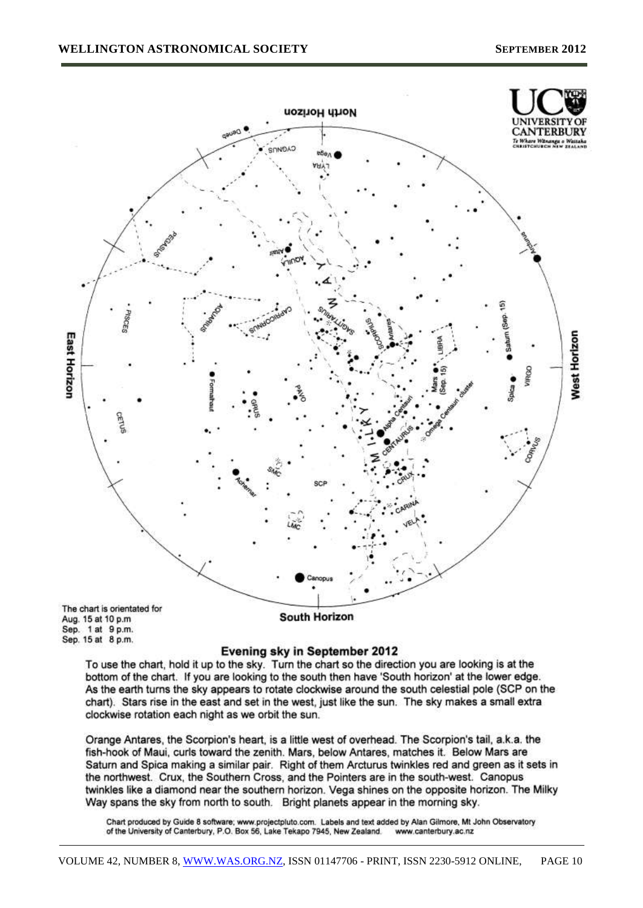North Horizon

East Horizon

West Horizon

South Horizon

The chart is orientated for
Aug. 15 at 10 p.m
Sep. 1 at 9 p.m.
Sep. 15 at 8 p.m.

## Evening sky in September 2012

To use the chart, hold it up to the sky. Turn the chart so the direction you are looking is at the bottom of the chart. If you are looking to the south then have 'South horizon' at the lower edge. As the earth turns the sky appears to rotate clockwise around the south celestial pole (SCP on the chart). Stars rise in the east and set in the west, just like the sun. The sky makes a small extra clockwise rotation each night as we orbit the sun.

Orange Antares, the Scorpion's heart, is a little west of overhead. The Scorpion's tail, a.k.a. the fish-hook of Maui, curls toward the zenith. Mars, below Antares, matches it. Below Mars are Saturn and Spica making a similar pair. Right of them Arcturus twinkles red and green as it sets in the northwest. Crux, the Southern Cross, and the Pointers are in the south-west. Canopus twinkles like a diamond near the southern horizon. Vega shines on the opposite horizon. The Milky Way spans the sky from north to south. Bright planets appear in the morning sky.

Chart produced by Guide 8 software; www.projectpluto.com. Labels and text added by Alan Gilmore, Mt John Observatory of the University of Canterbury, P.O. Box 56, Lake Tekapo 7945, New Zealand. www.canterbury.ac.nz